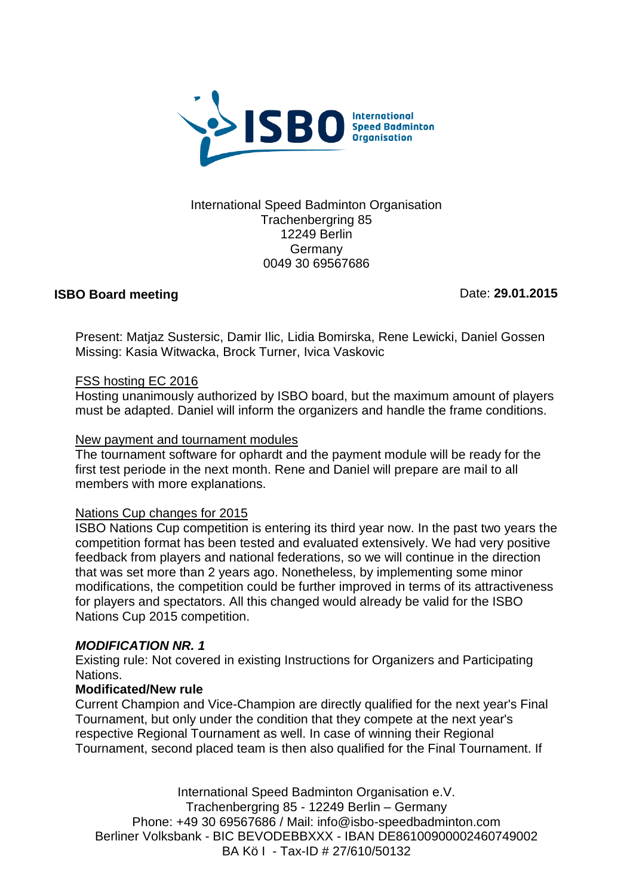International Speed Badminton Organisation
Trachenbergring 85
12249 Berlin
Germany
0049 30 69567686

**ISBO Board meeting** Date: **29.01.2015**

Present: Matjaz Sustersic, Damir Ilic, Lidia Bomirska, Rene Lewicki, Daniel Gossen
Missing: Kasia Witwacka, Brock Turner, Ivica Vaskovic

<u>FSS hosting EC 2016</u>
Hosting unanimously authorized by ISBO board, but the maximum amount of players must be adapted. Daniel will inform the organizers and handle the frame conditions.

<u>New payment and tournament modules</u>
The tournament software for ophardt and the payment module will be ready for the first test periode in the next month. Rene and Daniel will prepare are mail to all members with more explanations.

<u>Nations Cup changes for 2015</u>
ISBO Nations Cup competition is entering its third year now. In the past two years the competition format has been tested and evaluated extensively. We had very positive feedback from players and national federations, so we will continue in the direction that was set more than 2 years ago. Nonetheless, by implementing some minor modifications, the competition could be further improved in terms of its attractiveness for players and spectators. All this changed would already be valid for the ISBO Nations Cup 2015 competition.

***MODIFICATION NR. 1***
Existing rule: Not covered in existing Instructions for Organizers and Participating Nations.
**Modificated/New rule**
Current Champion and Vice-Champion are directly qualified for the next year's Final Tournament, but only under the condition that they compete at the next year's respective Regional Tournament as well. In case of winning their Regional Tournament, second placed team is then also qualified for the Final Tournament. If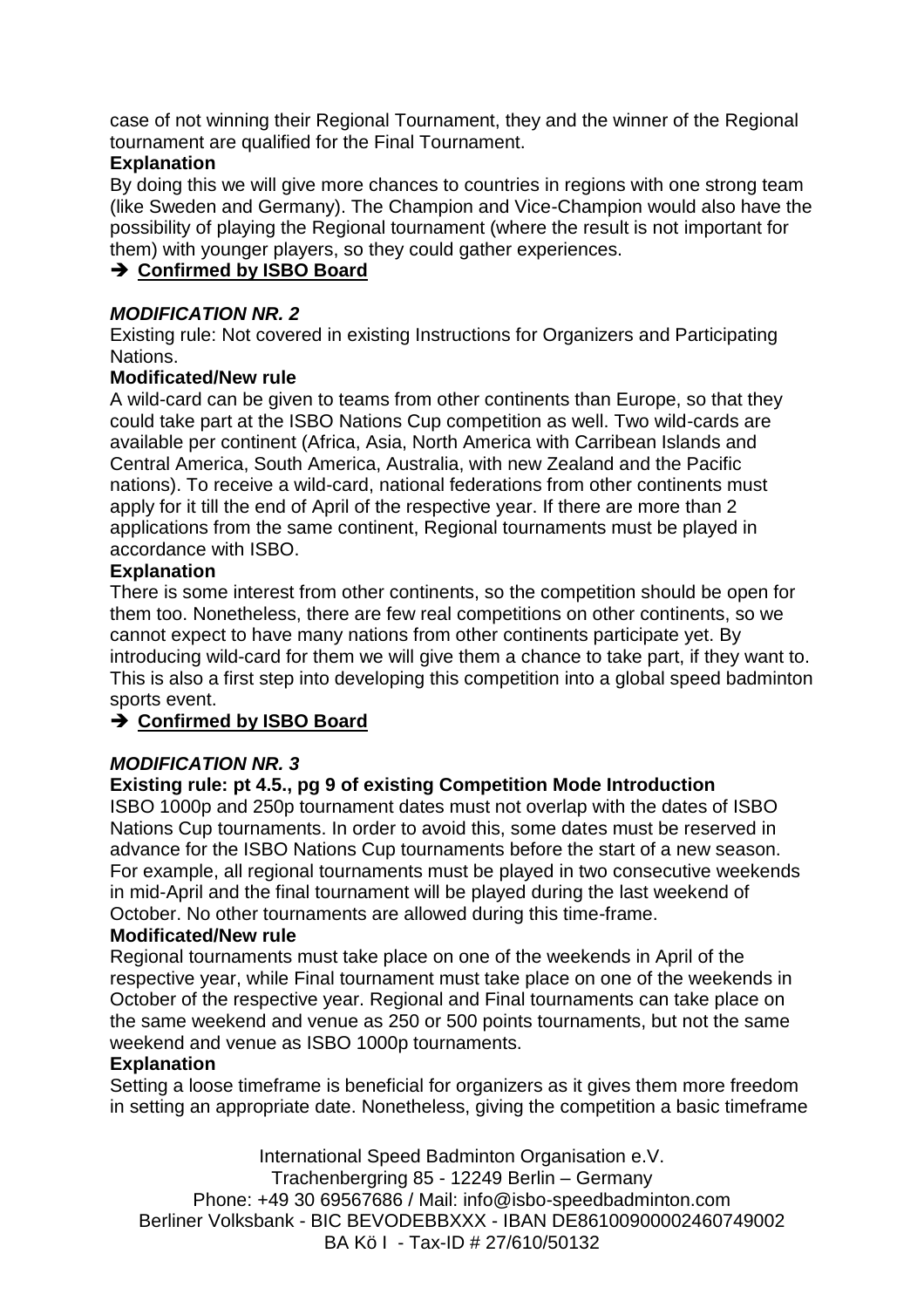case of not winning their Regional Tournament, they and the winner of the Regional tournament are qualified for the Final Tournament.

**Explanation**

By doing this we will give more chances to countries in regions with one strong team (like Sweden and Germany). The Champion and Vice-Champion would also have the possibility of playing the Regional tournament (where the result is not important for them) with younger players, so they could gather experiences.

➔ **Confirmed by ISBO Board**

***MODIFICATION NR. 2***

Existing rule: Not covered in existing Instructions for Organizers and Participating Nations.

**Modificated/New rule**

A wild-card can be given to teams from other continents than Europe, so that they could take part at the ISBO Nations Cup competition as well. Two wild-cards are available per continent (Africa, Asia, North America with Carribean Islands and Central America, South America, Australia, with new Zealand and the Pacific nations). To receive a wild-card, national federations from other continents must apply for it till the end of April of the respective year. If there are more than 2 applications from the same continent, Regional tournaments must be played in accordance with ISBO.

**Explanation**

There is some interest from other continents, so the competition should be open for them too. Nonetheless, there are few real competitions on other continents, so we cannot expect to have many nations from other continents participate yet. By introducing wild-card for them we will give them a chance to take part, if they want to. This is also a first step into developing this competition into a global speed badminton sports event.

➔ **Confirmed by ISBO Board**

***MODIFICATION NR. 3***

**Existing rule: pt 4.5., pg 9 of existing Competition Mode Introduction**

ISBO 1000p and 250p tournament dates must not overlap with the dates of ISBO Nations Cup tournaments. In order to avoid this, some dates must be reserved in advance for the ISBO Nations Cup tournaments before the start of a new season. For example, all regional tournaments must be played in two consecutive weekends in mid-April and the final tournament will be played during the last weekend of October. No other tournaments are allowed during this time-frame.

**Modificated/New rule**

Regional tournaments must take place on one of the weekends in April of the respective year, while Final tournament must take place on one of the weekends in October of the respective year. Regional and Final tournaments can take place on the same weekend and venue as 250 or 500 points tournaments, but not the same weekend and venue as ISBO 1000p tournaments.

**Explanation**

Setting a loose timeframe is beneficial for organizers as it gives them more freedom in setting an appropriate date. Nonetheless, giving the competition a basic timeframe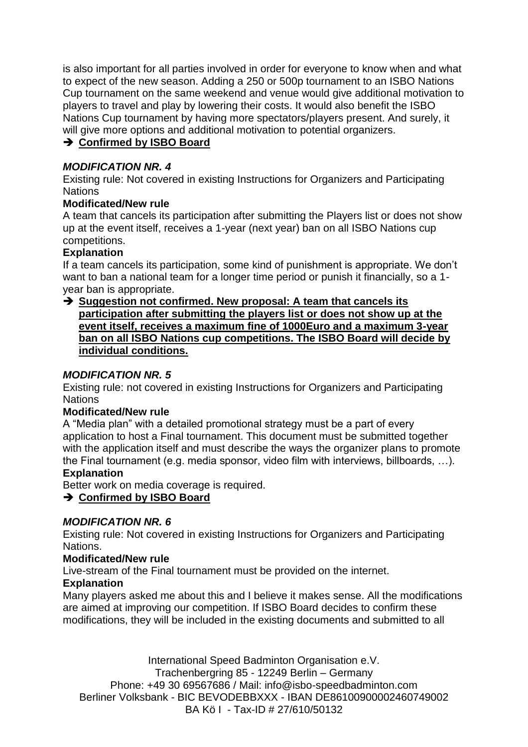is also important for all parties involved in order for everyone to know when and what to expect of the new season. Adding a 250 or 500p tournament to an ISBO Nations Cup tournament on the same weekend and venue would give additional motivation to players to travel and play by lowering their costs. It would also benefit the ISBO Nations Cup tournament by having more spectators/players present. And surely, it will give more options and additional motivation to potential organizers.

➔ **Confirmed by ISBO Board**

***MODIFICATION NR. 4***

Existing rule: Not covered in existing Instructions for Organizers and Participating Nations

**Modificated/New rule**

A team that cancels its participation after submitting the Players list or does not show up at the event itself, receives a 1-year (next year) ban on all ISBO Nations cup competitions.

**Explanation**

If a team cancels its participation, some kind of punishment is appropriate. We don't want to ban a national team for a longer time period or punish it financially, so a 1-year ban is appropriate.

➔ **Suggestion not confirmed. New proposal: A team that cancels its participation after submitting the players list or does not show up at the event itself, receives a maximum fine of 1000Euro and a maximum 3-year ban on all ISBO Nations cup competitions. The ISBO Board will decide by individual conditions.**

***MODIFICATION NR. 5***

Existing rule: not covered in existing Instructions for Organizers and Participating Nations

**Modificated/New rule**

A "Media plan" with a detailed promotional strategy must be a part of every application to host a Final tournament. This document must be submitted together with the application itself and must describe the ways the organizer plans to promote the Final tournament (e.g. media sponsor, video film with interviews, billboards, …).

**Explanation**

Better work on media coverage is required.

➔ **Confirmed by ISBO Board**

***MODIFICATION NR. 6***

Existing rule: Not covered in existing Instructions for Organizers and Participating Nations.

**Modificated/New rule**

Live-stream of the Final tournament must be provided on the internet.

**Explanation**

Many players asked me about this and I believe it makes sense. All the modifications are aimed at improving our competition. If ISBO Board decides to confirm these modifications, they will be included in the existing documents and submitted to all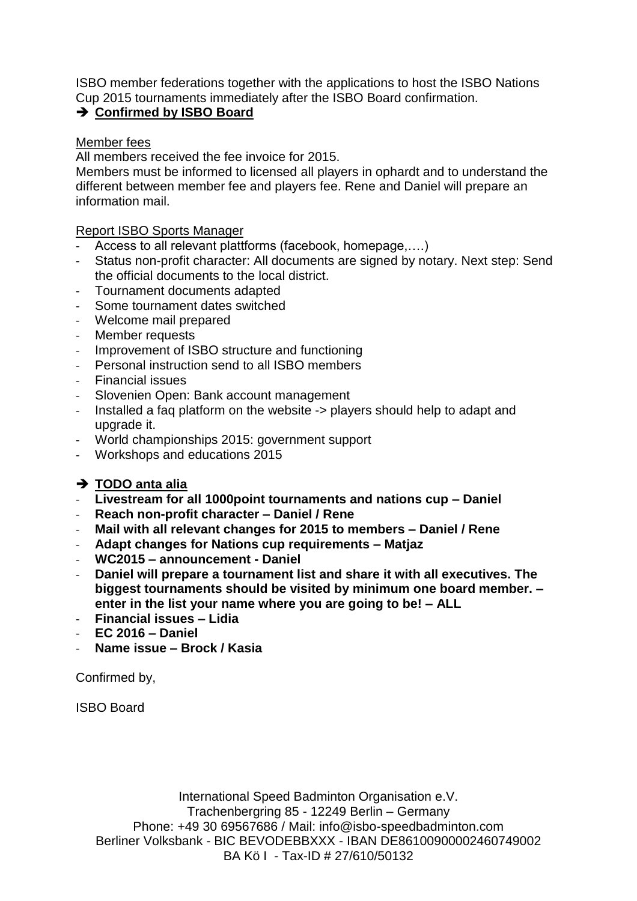ISBO member federations together with the applications to host the ISBO Nations Cup 2015 tournaments immediately after the ISBO Board confirmation.

➔ **Confirmed by ISBO Board**

Member fees

All members received the fee invoice for 2015.

Members must be informed to licensed all players in ophardt and to understand the different between member fee and players fee. Rene and Daniel will prepare an information mail.

Report ISBO Sports Manager

- Access to all relevant plattforms (facebook, homepage,….)
- Status non-profit character: All documents are signed by notary. Next step: Send the official documents to the local district.
- Tournament documents adapted
- Some tournament dates switched
- Welcome mail prepared
- Member requests
- Improvement of ISBO structure and functioning
- Personal instruction send to all ISBO members
- Financial issues
- Slovenien Open: Bank account management
- Installed a faq platform on the website -> players should help to adapt and upgrade it.
- World championships 2015: government support
- Workshops and educations 2015

➔ **TODO anta alia**

- **Livestream for all 1000point tournaments and nations cup – Daniel**
- **Reach non-profit character – Daniel / Rene**
- **Mail with all relevant changes for 2015 to members – Daniel / Rene**
- **Adapt changes for Nations cup requirements – Matjaz**
- **WC2015 – announcement - Daniel**
- **Daniel will prepare a tournament list and share it with all executives. The biggest tournaments should be visited by minimum one board member. – enter in the list your name where you are going to be! – ALL**
- **Financial issues – Lidia**
- **EC 2016 – Daniel**
- **Name issue – Brock / Kasia**

Confirmed by,

ISBO Board

International Speed Badminton Organisation e.V.
Trachenbergring 85 - 12249 Berlin – Germany
Phone: +49 30 69567686 / Mail: info@isbo-speedbadminton.com
Berliner Volksbank - BIC BEVODEBBXXX - IBAN DE86100900002460749002
BA Kö I - Tax-ID # 27/610/50132